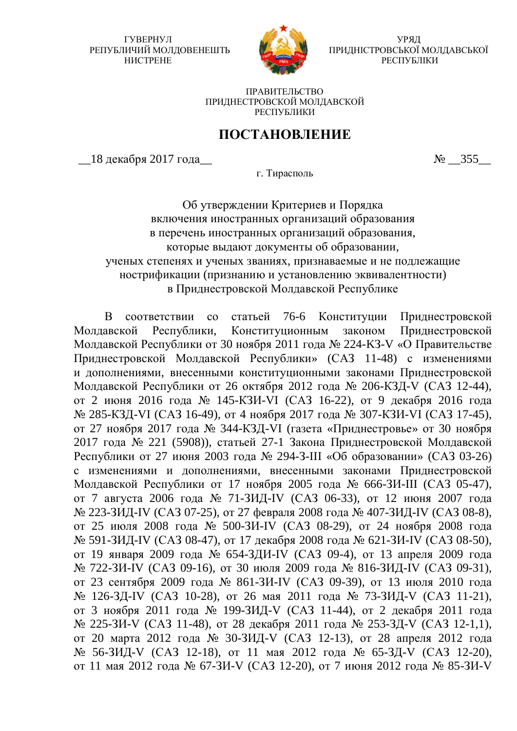ГУВЕРНУЛ
РЕПУБЛИЧИЙ МОЛДОВЕНЕШТЬ
НИСТРЕНЕ

УРЯД
ПРИДНІСТРОВСЬКОЇ МОЛДАВСЬКОЇ
РЕСПУБЛІКИ

ПРАВИТЕЛЬСТВО
ПРИДНЕСТРОВСКОЙ МОЛДАВСКОЙ
РЕСПУБЛИКИ

# ПОСТАНОВЛЕНИЕ

__18 декабря 2017 года__ № __355__

г. Тирасполь

Об утверждении Критериев и Порядка
включения иностранных организаций образования
в перечень иностранных организаций образования,
которые выдают документы об образовании,
ученых степенях и ученых званиях, признаваемые и не подлежащие
нострификации (признанию и установлению эквивалентности)
в Приднестровской Молдавской Республике

В соответствии со статьей 76-6 Конституции Приднестровской Молдавской Республики, Конституционным законом Приднестровской Молдавской Республики от 30 ноября 2011 года № 224-КЗ-V «О Правительстве Приднестровской Молдавской Республики» (САЗ 11-48) с изменениями и дополнениями, внесенными конституционными законами Приднестровской Молдавской Республики от 26 октября 2012 года № 206-КЗД-V (САЗ 12-44), от 2 июня 2016 года № 145-КЗИ-VI (САЗ 16-22), от 9 декабря 2016 года № 285-КЗД-VI (САЗ 16-49), от 4 ноября 2017 года № 307-КЗИ-VI (САЗ 17-45), от 27 ноября 2017 года № 344-КЗД-VI (газета «Приднестровье» от 30 ноября 2017 года № 221 (5908)), статьей 27-1 Закона Приднестровской Молдавской Республики от 27 июня 2003 года № 294-З-III «Об образовании» (САЗ 03-26) с изменениями и дополнениями, внесенными законами Приднестровской Молдавской Республики от 17 ноября 2005 года № 666-ЗИ-III (САЗ 05-47), от 7 августа 2006 года № 71-ЗИД-IV (САЗ 06-33), от 12 июня 2007 года № 223-ЗИД-IV (САЗ 07-25), от 27 февраля 2008 года № 407-ЗИД-IV (САЗ 08-8), от 25 июля 2008 года № 500-ЗИ-IV (САЗ 08-29), от 24 ноября 2008 года № 591-ЗИД-IV (САЗ 08-47), от 17 декабря 2008 года № 621-ЗИ-IV (САЗ 08-50), от 19 января 2009 года № 654-ЗДИ-IV (САЗ 09-4), от 13 апреля 2009 года № 722-ЗИ-IV (САЗ 09-16), от 30 июля 2009 года № 816-ЗИД-IV (САЗ 09-31), от 23 сентября 2009 года № 861-ЗИ-IV (САЗ 09-39), от 13 июля 2010 года № 126-ЗД-IV (САЗ 10-28), от 26 мая 2011 года № 73-ЗИД-V (САЗ 11-21), от 3 ноября 2011 года № 199-ЗИД-V (САЗ 11-44), от 2 декабря 2011 года № 225-ЗИ-V (САЗ 11-48), от 28 декабря 2011 года № 253-ЗД-V (САЗ 12-1,1), от 20 марта 2012 года № 30-ЗИД-V (САЗ 12-13), от 28 апреля 2012 года № 56-ЗИД-V (САЗ 12-18), от 11 мая 2012 года № 65-ЗД-V (САЗ 12-20), от 11 мая 2012 года № 67-ЗИ-V (САЗ 12-20), от 7 июня 2012 года № 85-ЗИ-V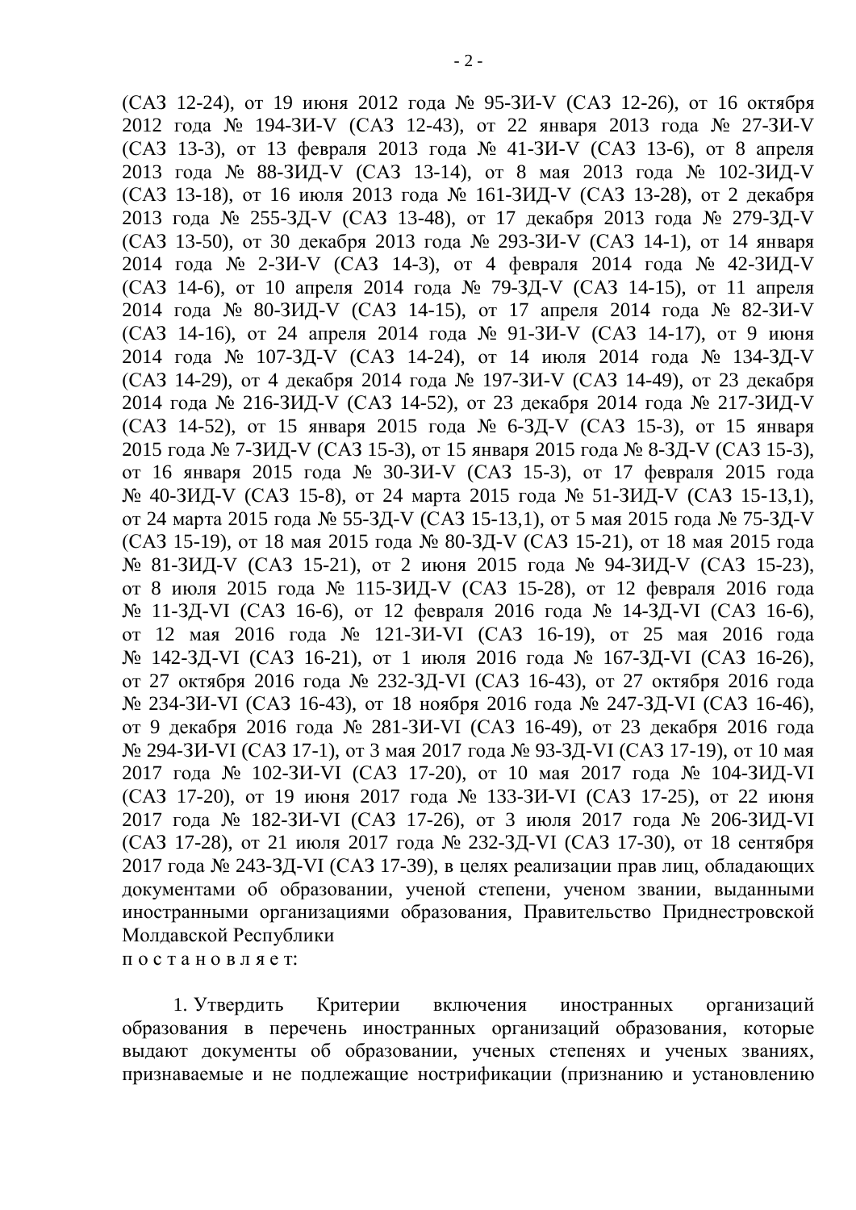(САЗ 12-24), от 19 июня 2012 года № 95-ЗИ-V (САЗ 12-26), от 16 октября 2012 года № 194-ЗИ-V (САЗ 12-43), от 22 января 2013 года № 27-ЗИ-V (САЗ 13-3), от 13 февраля 2013 года № 41-ЗИ-V (САЗ 13-6), от 8 апреля 2013 года № 88-ЗИД-V (САЗ 13-14), от 8 мая 2013 года № 102-ЗИД-V (САЗ 13-18), от 16 июля 2013 года № 161-ЗИД-V (САЗ 13-28), от 2 декабря 2013 года № 255-ЗД-V (САЗ 13-48), от 17 декабря 2013 года № 279-ЗД-V (САЗ 13-50), от 30 декабря 2013 года № 293-ЗИ-V (САЗ 14-1), от 14 января 2014 года № 2-ЗИ-V (САЗ 14-3), от 4 февраля 2014 года № 42-ЗИД-V (САЗ 14-6), от 10 апреля 2014 года № 79-ЗД-V (САЗ 14-15), от 11 апреля 2014 года № 80-ЗИД-V (САЗ 14-15), от 17 апреля 2014 года № 82-ЗИ-V (САЗ 14-16), от 24 апреля 2014 года № 91-ЗИ-V (САЗ 14-17), от 9 июня 2014 года № 107-ЗД-V (САЗ 14-24), от 14 июля 2014 года № 134-ЗД-V (САЗ 14-29), от 4 декабря 2014 года № 197-ЗИ-V (САЗ 14-49), от 23 декабря 2014 года № 216-ЗИД-V (САЗ 14-52), от 23 декабря 2014 года № 217-ЗИД-V (САЗ 14-52), от 15 января 2015 года № 6-ЗД-V (САЗ 15-3), от 15 января 2015 года № 7-ЗИД-V (САЗ 15-3), от 15 января 2015 года № 8-ЗД-V (САЗ 15-3), от 16 января 2015 года № 30-ЗИ-V (САЗ 15-3), от 17 февраля 2015 года № 40-ЗИД-V (САЗ 15-8), от 24 марта 2015 года № 51-ЗИД-V (САЗ 15-13,1), от 24 марта 2015 года № 55-ЗД-V (САЗ 15-13,1), от 5 мая 2015 года № 75-ЗД-V (САЗ 15-19), от 18 мая 2015 года № 80-ЗД-V (САЗ 15-21), от 18 мая 2015 года № 81-ЗИД-V (САЗ 15-21), от 2 июня 2015 года № 94-ЗИД-V (САЗ 15-23), от 8 июля 2015 года № 115-ЗИД-V (САЗ 15-28), от 12 февраля 2016 года № 11-ЗД-VI (САЗ 16-6), от 12 февраля 2016 года № 14-ЗД-VI (САЗ 16-6), от 12 мая 2016 года № 121-ЗИ-VI (САЗ 16-19), от 25 мая 2016 года № 142-ЗД-VI (САЗ 16-21), от 1 июля 2016 года № 167-ЗД-VI (САЗ 16-26), от 27 октября 2016 года № 232-ЗД-VI (САЗ 16-43), от 27 октября 2016 года № 234-ЗИ-VI (САЗ 16-43), от 18 ноября 2016 года № 247-ЗД-VI (САЗ 16-46), от 9 декабря 2016 года № 281-ЗИ-VI (САЗ 16-49), от 23 декабря 2016 года № 294-ЗИ-VI (САЗ 17-1), от 3 мая 2017 года № 93-ЗД-VI (САЗ 17-19), от 10 мая 2017 года № 102-ЗИ-VI (САЗ 17-20), от 10 мая 2017 года № 104-ЗИД-VI (САЗ 17-20), от 19 июня 2017 года № 133-ЗИ-VI (САЗ 17-25), от 22 июня 2017 года № 182-ЗИ-VI (САЗ 17-26), от 3 июля 2017 года № 206-ЗИД-VI (САЗ 17-28), от 21 июля 2017 года № 232-ЗД-VI (САЗ 17-30), от 18 сентября 2017 года № 243-ЗД-VI (САЗ 17-39), в целях реализации прав лиц, обладающих документами об образовании, ученой степени, ученом звании, выданными иностранными организациями образования, Правительство Приднестровской Молдавской Республики

п о с т а н о в л я е т:

1. Утвердить Критерии включения иностранных организаций образования в перечень иностранных организаций образования, которые выдают документы об образовании, ученых степенях и ученых званиях, признаваемые и не подлежащие нострификации (признанию и установлению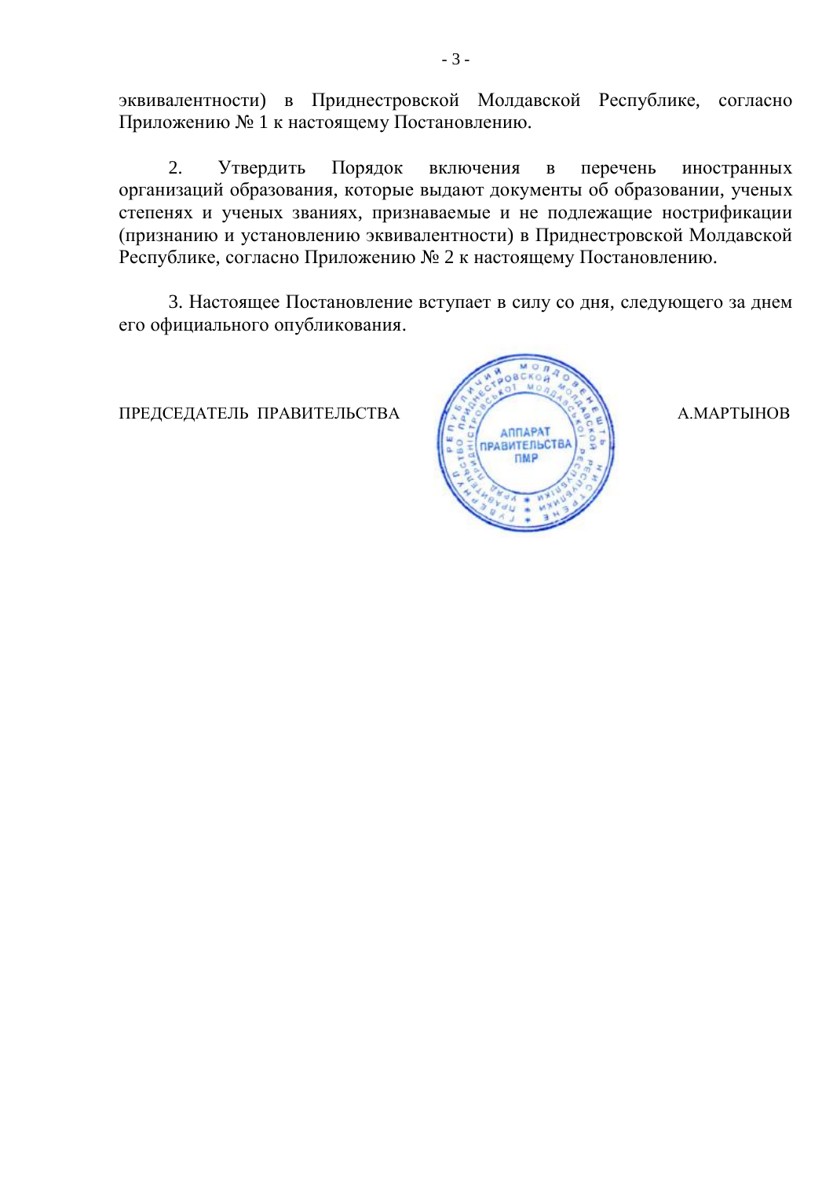эквивалентности) в Приднестровской Молдавской Республике, согласно Приложению № 1 к настоящему Постановлению.

2. Утвердить Порядок включения в перечень иностранных организаций образования, которые выдают документы об образовании, ученых степенях и ученых званиях, признаваемые и не подлежащие нострификации (признанию и установлению эквивалентности) в Приднестровской Молдавской Республике, согласно Приложению № 2 к настоящему Постановлению.

3. Настоящее Постановление вступает в силу со дня, следующего за днем его официального опубликования.

ПРЕДСЕДАТЕЛЬ ПРАВИТЕЛЬСТВА А.МАРТЫНОВ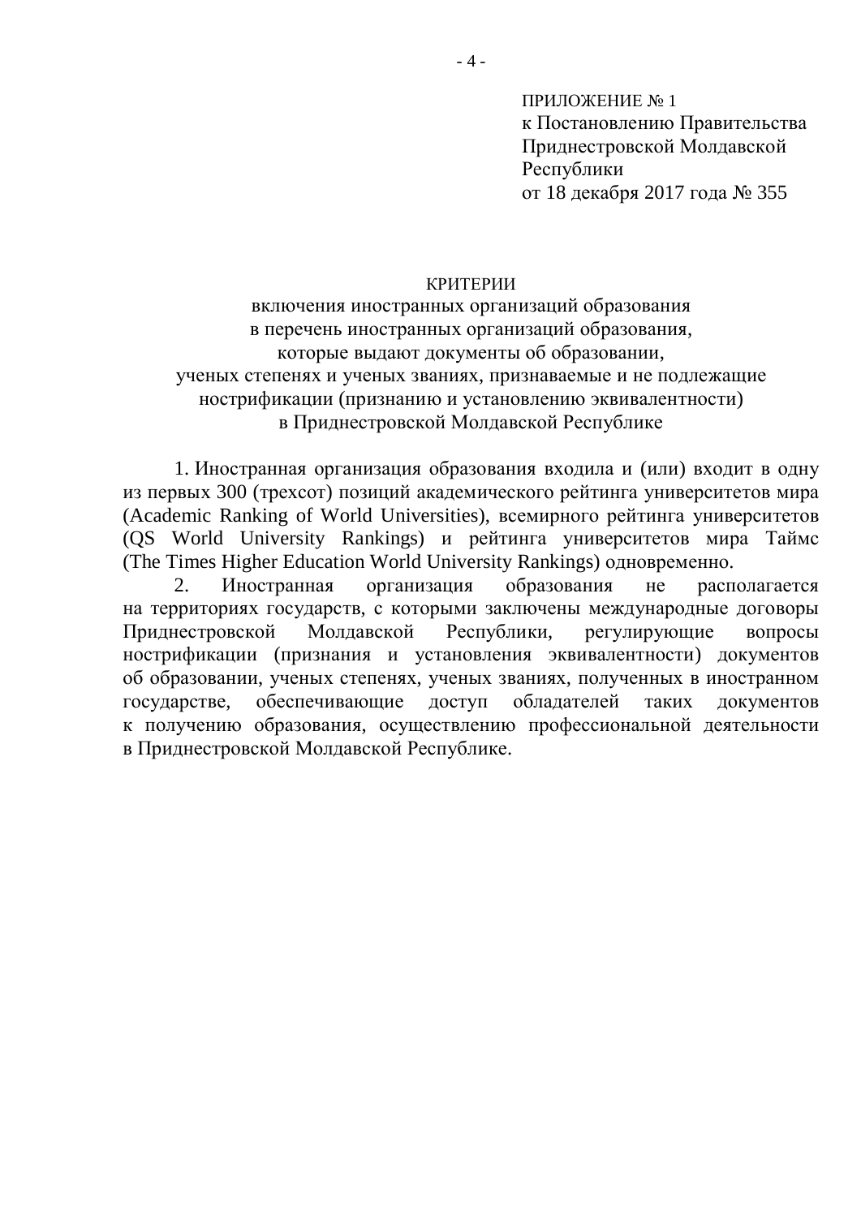ПРИЛОЖЕНИЕ № 1
к Постановлению Правительства
Приднестровской Молдавской
Республики
от 18 декабря 2017 года № 355

КРИТЕРИИ
включения иностранных организаций образования
в перечень иностранных организаций образования,
которые выдают документы об образовании,
ученых степенях и ученых званиях, признаваемые и не подлежащие
нострификации (признанию и установлению эквивалентности)
в Приднестровской Молдавской Республике

1. Иностранная организация образования входила и (или) входит в одну из первых 300 (трехсот) позиций академического рейтинга университетов мира (Academic Ranking of World Universities), всемирного рейтинга университетов (QS World University Rankings) и рейтинга университетов мира Таймс (The Times Higher Education World University Rankings) одновременно.

2. Иностранная организация образования не располагается на территориях государств, с которыми заключены международные договоры Приднестровской Молдавской Республики, регулирующие вопросы нострификации (признания и установления эквивалентности) документов об образовании, ученых степенях, ученых званиях, полученных в иностранном государстве, обеспечивающие доступ обладателей таких документов к получению образования, осуществлению профессиональной деятельности в Приднестровской Молдавской Республике.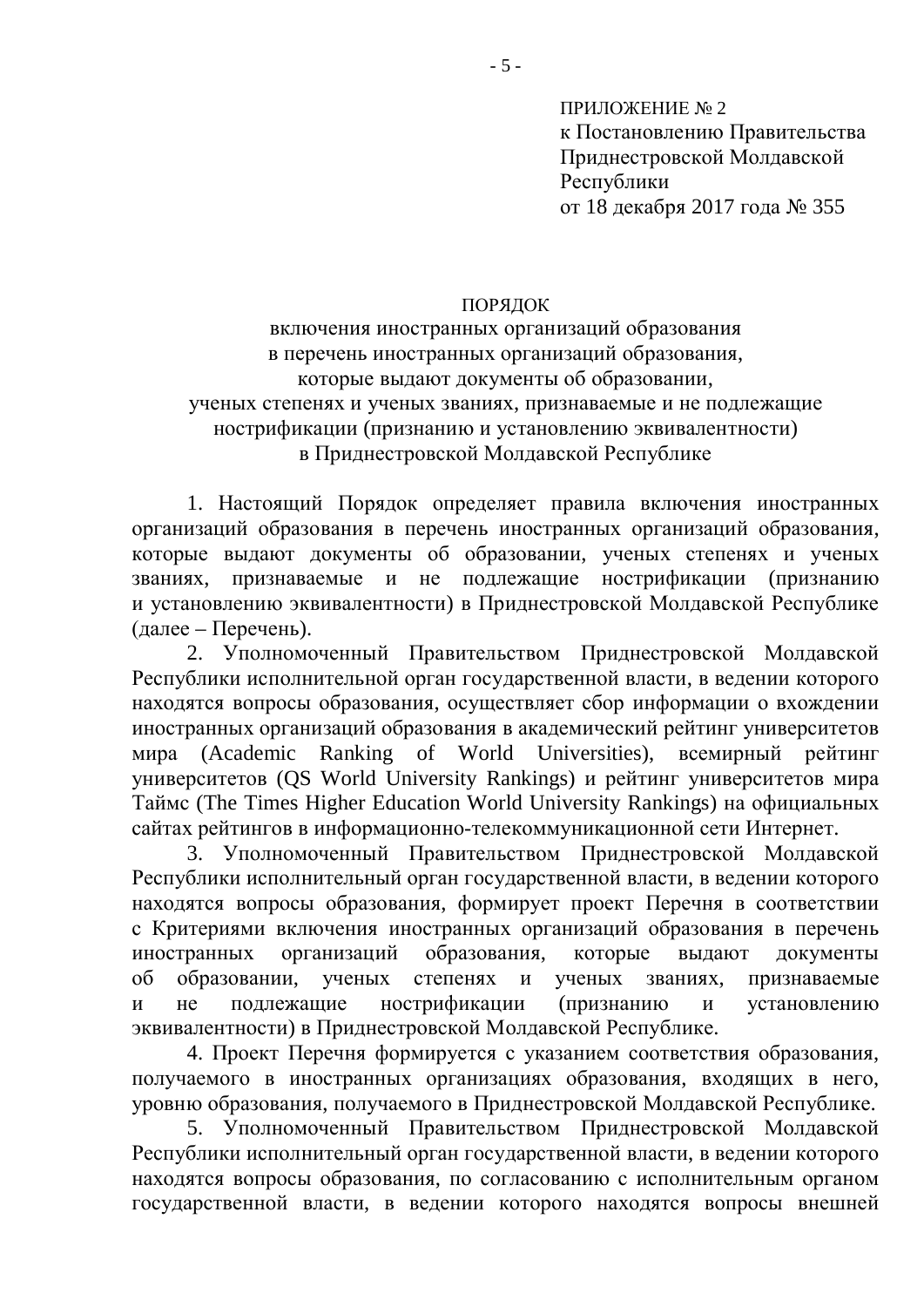ПРИЛОЖЕНИЕ № 2
к Постановлению Правительства
Приднестровской Молдавской
Республики
от 18 декабря 2017 года № 355

ПОРЯДОК
включения иностранных организаций образования
в перечень иностранных организаций образования,
которые выдают документы об образовании,
ученых степенях и ученых званиях, признаваемые и не подлежащие
нострификации (признанию и установлению эквивалентности)
в Приднестровской Молдавской Республике

1. Настоящий Порядок определяет правила включения иностранных организаций образования в перечень иностранных организаций образования, которые выдают документы об образовании, ученых степенях и ученых званиях, признаваемые и не подлежащие нострификации (признанию и установлению эквивалентности) в Приднестровской Молдавской Республике (далее – Перечень).

2. Уполномоченный Правительством Приднестровской Молдавской Республики исполнительной орган государственной власти, в ведении которого находятся вопросы образования, осуществляет сбор информации о вхождении иностранных организаций образования в академический рейтинг университетов мира (Academic Ranking of World Universities), всемирный рейтинг университетов (QS World University Rankings) и рейтинг университетов мира Таймс (The Times Higher Education World University Rankings) на официальных сайтах рейтингов в информационно-телекоммуникационной сети Интернет.

3. Уполномоченный Правительством Приднестровской Молдавской Республики исполнительный орган государственной власти, в ведении которого находятся вопросы образования, формирует проект Перечня в соответствии с Критериями включения иностранных организаций образования в перечень иностранных организаций образования, которые выдают документы об образовании, ученых степенях и ученых званиях, признаваемые и не подлежащие нострификации (признанию и установлению эквивалентности) в Приднестровской Молдавской Республике.

4. Проект Перечня формируется с указанием соответствия образования, получаемого в иностранных организациях образования, входящих в него, уровню образования, получаемого в Приднестровской Молдавской Республике.

5. Уполномоченный Правительством Приднестровской Молдавской Республики исполнительный орган государственной власти, в ведении которого находятся вопросы образования, по согласованию с исполнительным органом государственной власти, в ведении которого находятся вопросы внешней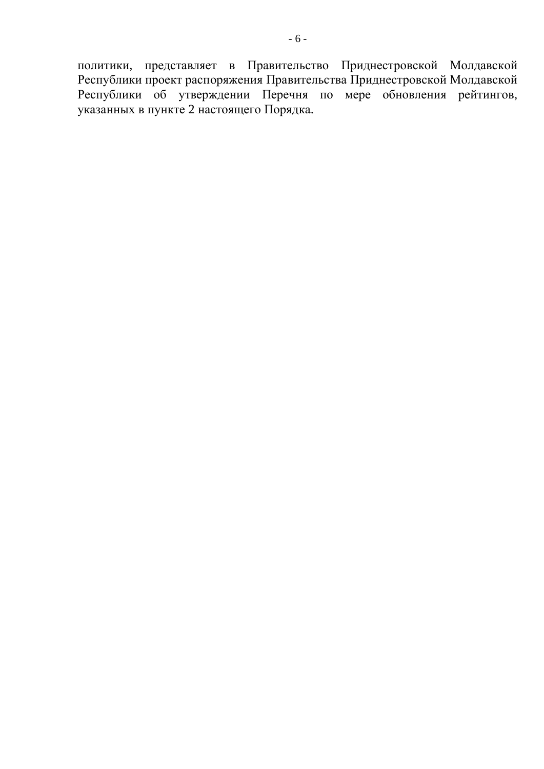политики, представляет в Правительство Приднестровской Молдавской Республики проект распоряжения Правительства Приднестровской Молдавской Республики об утверждении Перечня по мере обновления рейтингов, указанных в пункте 2 настоящего Порядка.